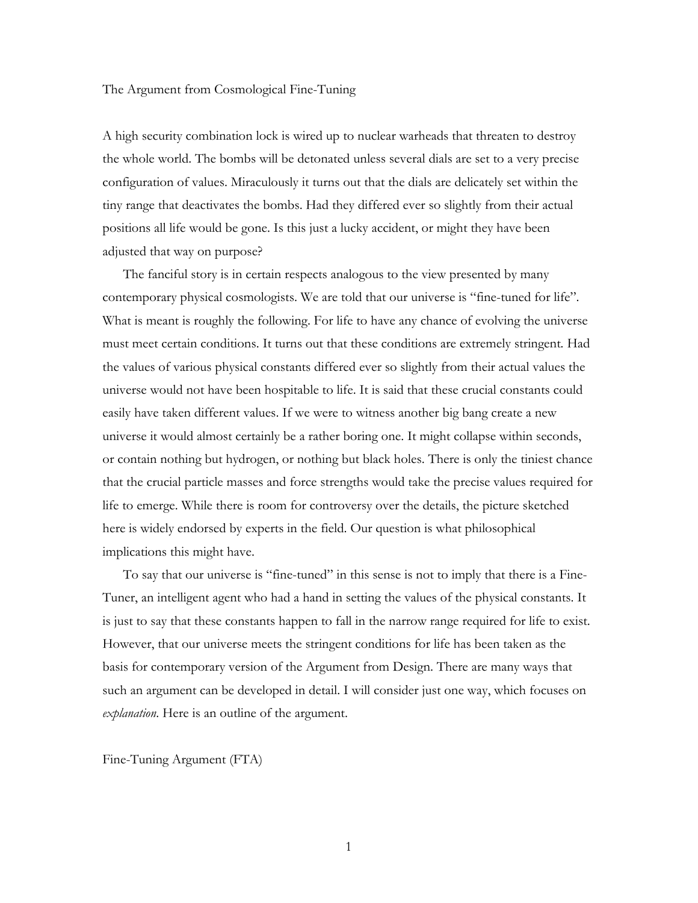# The Argument from Cosmological Fine-Tuning

A high security combination lock is wired up to nuclear warheads that threaten to destroy the whole world. The bombs will be detonated unless several dials are set to a very precise configuration of values. Miraculously it turns out that the dials are delicately set within the tiny range that deactivates the bombs. Had they differed ever so slightly from their actual positions all life would be gone. Is this just a lucky accident, or might they have been adjusted that way on purpose?

The fanciful story is in certain respects analogous to the view presented by many contemporary physical cosmologists. We are told that our universe is "fine-tuned for life". What is meant is roughly the following. For life to have any chance of evolving the universe must meet certain conditions. It turns out that these conditions are extremely stringent. Had the values of various physical constants differed ever so slightly from their actual values the universe would not have been hospitable to life. It is said that these crucial constants could easily have taken different values. If we were to witness another big bang create a new universe it would almost certainly be a rather boring one. It might collapse within seconds, or contain nothing but hydrogen, or nothing but black holes. There is only the tiniest chance that the crucial particle masses and force strengths would take the precise values required for life to emerge. While there is room for controversy over the details, the picture sketched here is widely endorsed by experts in the field. Our question is what philosophical implications this might have.

To say that our universe is "fine-tuned" in this sense is not to imply that there is a Fine-Tuner, an intelligent agent who had a hand in setting the values of the physical constants. It is just to say that these constants happen to fall in the narrow range required for life to exist. However, that our universe meets the stringent conditions for life has been taken as the basis for contemporary version of the Argument from Design. There are many ways that such an argument can be developed in detail. I will consider just one way, which focuses on *explanation*. Here is an outline of the argument.

Fine-Tuning Argument (FTA)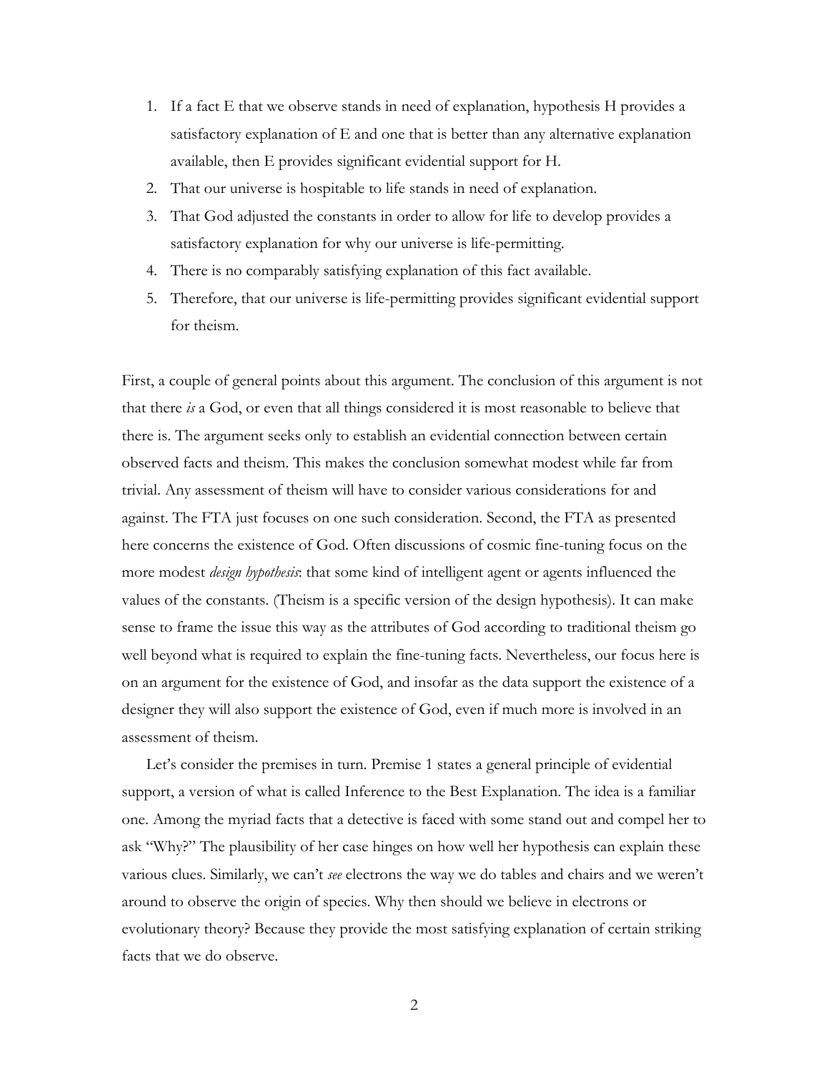1. If a fact E that we observe stands in need of explanation, hypothesis H provides a satisfactory explanation of E and one that is better than any alternative explanation available, then E provides significant evidential support for H.
2. That our universe is hospitable to life stands in need of explanation.
3. That God adjusted the constants in order to allow for life to develop provides a satisfactory explanation for why our universe is life-permitting.
4. There is no comparably satisfying explanation of this fact available.
5. Therefore, that our universe is life-permitting provides significant evidential support for theism.

First, a couple of general points about this argument. The conclusion of this argument is not that there *is* a God, or even that all things considered it is most reasonable to believe that there is. The argument seeks only to establish an evidential connection between certain observed facts and theism. This makes the conclusion somewhat modest while far from trivial. Any assessment of theism will have to consider various considerations for and against. The FTA just focuses on one such consideration. Second, the FTA as presented here concerns the existence of God. Often discussions of cosmic fine-tuning focus on the more modest *design hypothesis*: that some kind of intelligent agent or agents influenced the values of the constants. (Theism is a specific version of the design hypothesis). It can make sense to frame the issue this way as the attributes of God according to traditional theism go well beyond what is required to explain the fine-tuning facts. Nevertheless, our focus here is on an argument for the existence of God, and insofar as the data support the existence of a designer they will also support the existence of God, even if much more is involved in an assessment of theism.

Let's consider the premises in turn. Premise 1 states a general principle of evidential support, a version of what is called Inference to the Best Explanation. The idea is a familiar one. Among the myriad facts that a detective is faced with some stand out and compel her to ask "Why?" The plausibility of her case hinges on how well her hypothesis can explain these various clues. Similarly, we can't *see* electrons the way we do tables and chairs and we weren't around to observe the origin of species. Why then should we believe in electrons or evolutionary theory? Because they provide the most satisfying explanation of certain striking facts that we do observe.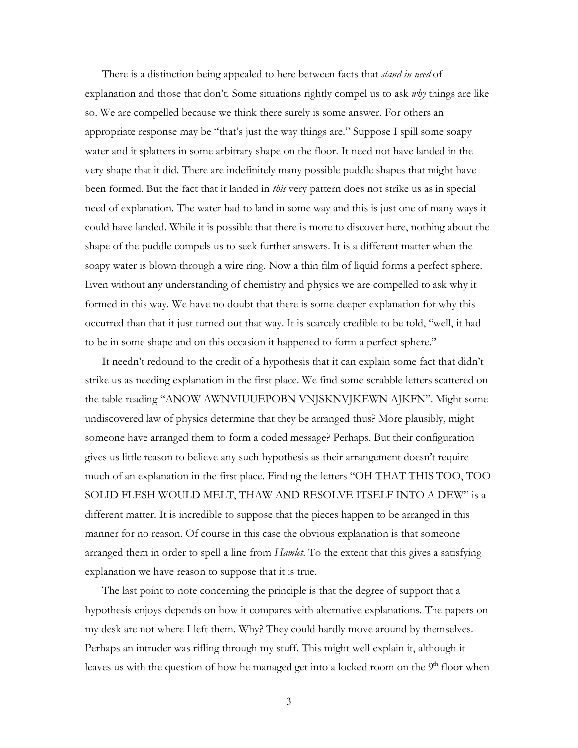There is a distinction being appealed to here between facts that *stand in need* of explanation and those that don't. Some situations rightly compel us to ask *why* things are like so. We are compelled because we think there surely is some answer. For others an appropriate response may be "that's just the way things are." Suppose I spill some soapy water and it splatters in some arbitrary shape on the floor. It need not have landed in the very shape that it did. There are indefinitely many possible puddle shapes that might have been formed. But the fact that it landed in *this* very pattern does not strike us as in special need of explanation. The water had to land in some way and this is just one of many ways it could have landed. While it is possible that there is more to discover here, nothing about the shape of the puddle compels us to seek further answers. It is a different matter when the soapy water is blown through a wire ring. Now a thin film of liquid forms a perfect sphere. Even without any understanding of chemistry and physics we are compelled to ask why it formed in this way. We have no doubt that there is some deeper explanation for why this occurred than that it just turned out that way. It is scarcely credible to be told, "well, it had to be in some shape and on this occasion it happened to form a perfect sphere."

It needn't redound to the credit of a hypothesis that it can explain some fact that didn't strike us as needing explanation in the first place. We find some scrabble letters scattered on the table reading "ANOW AWNVIUUEPOBN VNJSKNVJKEWN AJKFN". Might some undiscovered law of physics determine that they be arranged thus? More plausibly, might someone have arranged them to form a coded message? Perhaps. But their configuration gives us little reason to believe any such hypothesis as their arrangement doesn't require much of an explanation in the first place. Finding the letters "OH THAT THIS TOO, TOO SOLID FLESH WOULD MELT, THAW AND RESOLVE ITSELF INTO A DEW" is a different matter. It is incredible to suppose that the pieces happen to be arranged in this manner for no reason. Of course in this case the obvious explanation is that someone arranged them in order to spell a line from *Hamlet*. To the extent that this gives a satisfying explanation we have reason to suppose that it is true.

The last point to note concerning the principle is that the degree of support that a hypothesis enjoys depends on how it compares with alternative explanations. The papers on my desk are not where I left them. Why? They could hardly move around by themselves. Perhaps an intruder was rifling through my stuff. This might well explain it, although it leaves us with the question of how he managed get into a locked room on the 9th floor when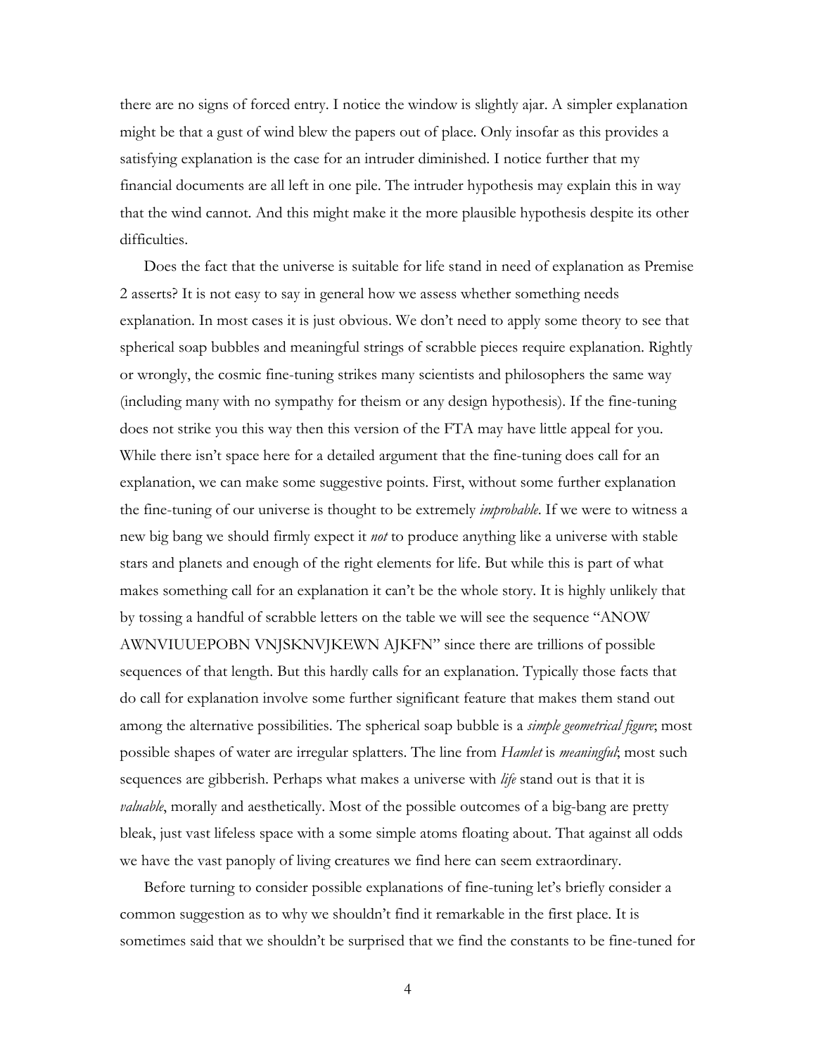there are no signs of forced entry. I notice the window is slightly ajar. A simpler explanation might be that a gust of wind blew the papers out of place. Only insofar as this provides a satisfying explanation is the case for an intruder diminished. I notice further that my financial documents are all left in one pile. The intruder hypothesis may explain this in way that the wind cannot. And this might make it the more plausible hypothesis despite its other difficulties.

Does the fact that the universe is suitable for life stand in need of explanation as Premise 2 asserts? It is not easy to say in general how we assess whether something needs explanation. In most cases it is just obvious. We don't need to apply some theory to see that spherical soap bubbles and meaningful strings of scrabble pieces require explanation. Rightly or wrongly, the cosmic fine-tuning strikes many scientists and philosophers the same way (including many with no sympathy for theism or any design hypothesis). If the fine-tuning does not strike you this way then this version of the FTA may have little appeal for you. While there isn't space here for a detailed argument that the fine-tuning does call for an explanation, we can make some suggestive points. First, without some further explanation the fine-tuning of our universe is thought to be extremely *improbable*. If we were to witness a new big bang we should firmly expect it *not* to produce anything like a universe with stable stars and planets and enough of the right elements for life. But while this is part of what makes something call for an explanation it can't be the whole story. It is highly unlikely that by tossing a handful of scrabble letters on the table we will see the sequence "ANOW AWNVIUUEPOBN VNJSKNVJKEWN AJKFN" since there are trillions of possible sequences of that length. But this hardly calls for an explanation. Typically those facts that do call for explanation involve some further significant feature that makes them stand out among the alternative possibilities. The spherical soap bubble is a *simple geometrical figure*; most possible shapes of water are irregular splatters. The line from *Hamlet* is *meaningful*; most such sequences are gibberish. Perhaps what makes a universe with *life* stand out is that it is *valuable*, morally and aesthetically. Most of the possible outcomes of a big-bang are pretty bleak, just vast lifeless space with a some simple atoms floating about. That against all odds we have the vast panoply of living creatures we find here can seem extraordinary.

Before turning to consider possible explanations of fine-tuning let's briefly consider a common suggestion as to why we shouldn't find it remarkable in the first place. It is sometimes said that we shouldn't be surprised that we find the constants to be fine-tuned for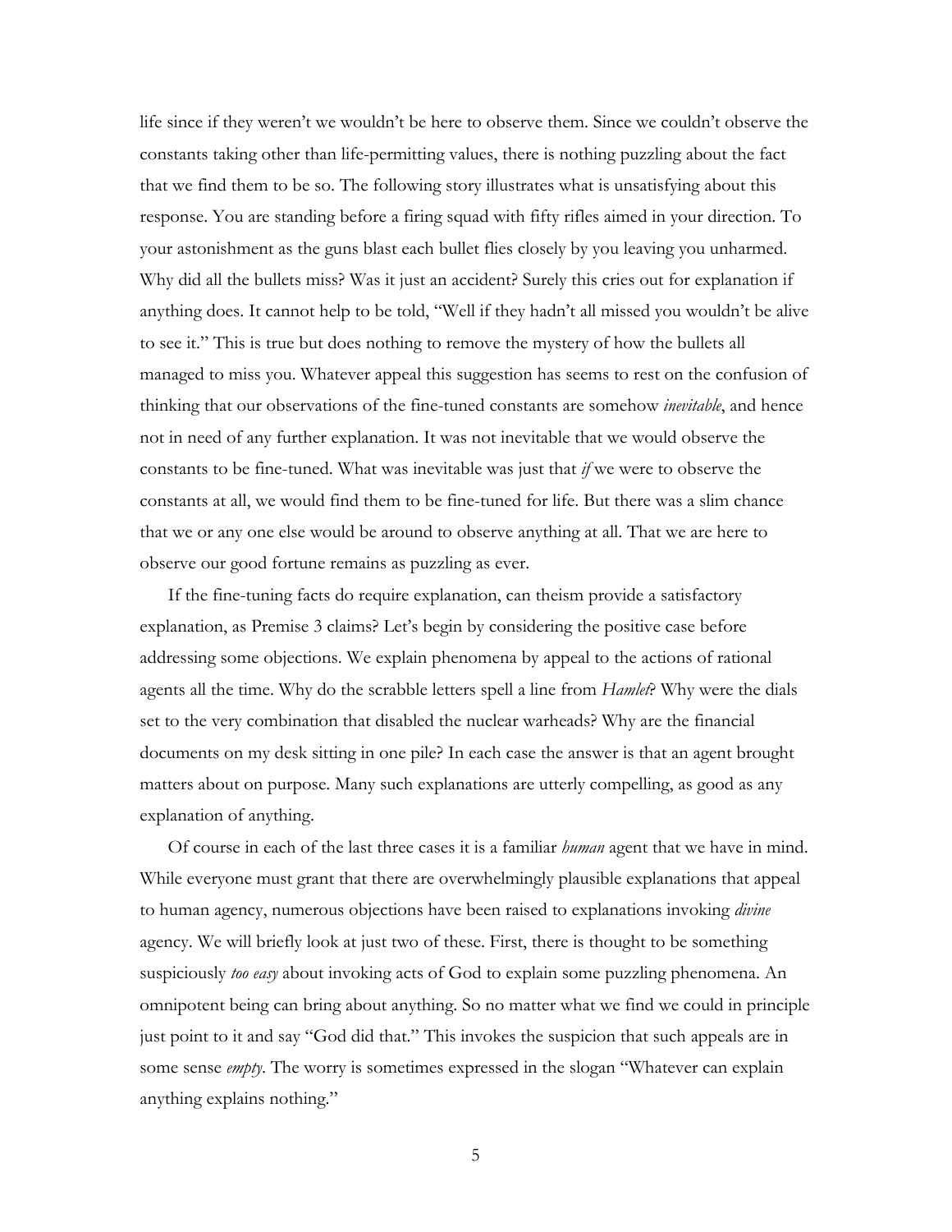life since if they weren't we wouldn't be here to observe them. Since we couldn't observe the constants taking other than life-permitting values, there is nothing puzzling about the fact that we find them to be so. The following story illustrates what is unsatisfying about this response. You are standing before a firing squad with fifty rifles aimed in your direction. To your astonishment as the guns blast each bullet flies closely by you leaving you unharmed. Why did all the bullets miss? Was it just an accident? Surely this cries out for explanation if anything does. It cannot help to be told, "Well if they hadn't all missed you wouldn't be alive to see it." This is true but does nothing to remove the mystery of how the bullets all managed to miss you. Whatever appeal this suggestion has seems to rest on the confusion of thinking that our observations of the fine-tuned constants are somehow *inevitable*, and hence not in need of any further explanation. It was not inevitable that we would observe the constants to be fine-tuned. What was inevitable was just that *if* we were to observe the constants at all, we would find them to be fine-tuned for life. But there was a slim chance that we or any one else would be around to observe anything at all. That we are here to observe our good fortune remains as puzzling as ever.

If the fine-tuning facts do require explanation, can theism provide a satisfactory explanation, as Premise 3 claims? Let's begin by considering the positive case before addressing some objections. We explain phenomena by appeal to the actions of rational agents all the time. Why do the scrabble letters spell a line from *Hamlet*? Why were the dials set to the very combination that disabled the nuclear warheads? Why are the financial documents on my desk sitting in one pile? In each case the answer is that an agent brought matters about on purpose. Many such explanations are utterly compelling, as good as any explanation of anything.

Of course in each of the last three cases it is a familiar *human* agent that we have in mind. While everyone must grant that there are overwhelmingly plausible explanations that appeal to human agency, numerous objections have been raised to explanations invoking *divine* agency. We will briefly look at just two of these. First, there is thought to be something suspiciously *too easy* about invoking acts of God to explain some puzzling phenomena. An omnipotent being can bring about anything. So no matter what we find we could in principle just point to it and say "God did that." This invokes the suspicion that such appeals are in some sense *empty*. The worry is sometimes expressed in the slogan "Whatever can explain anything explains nothing."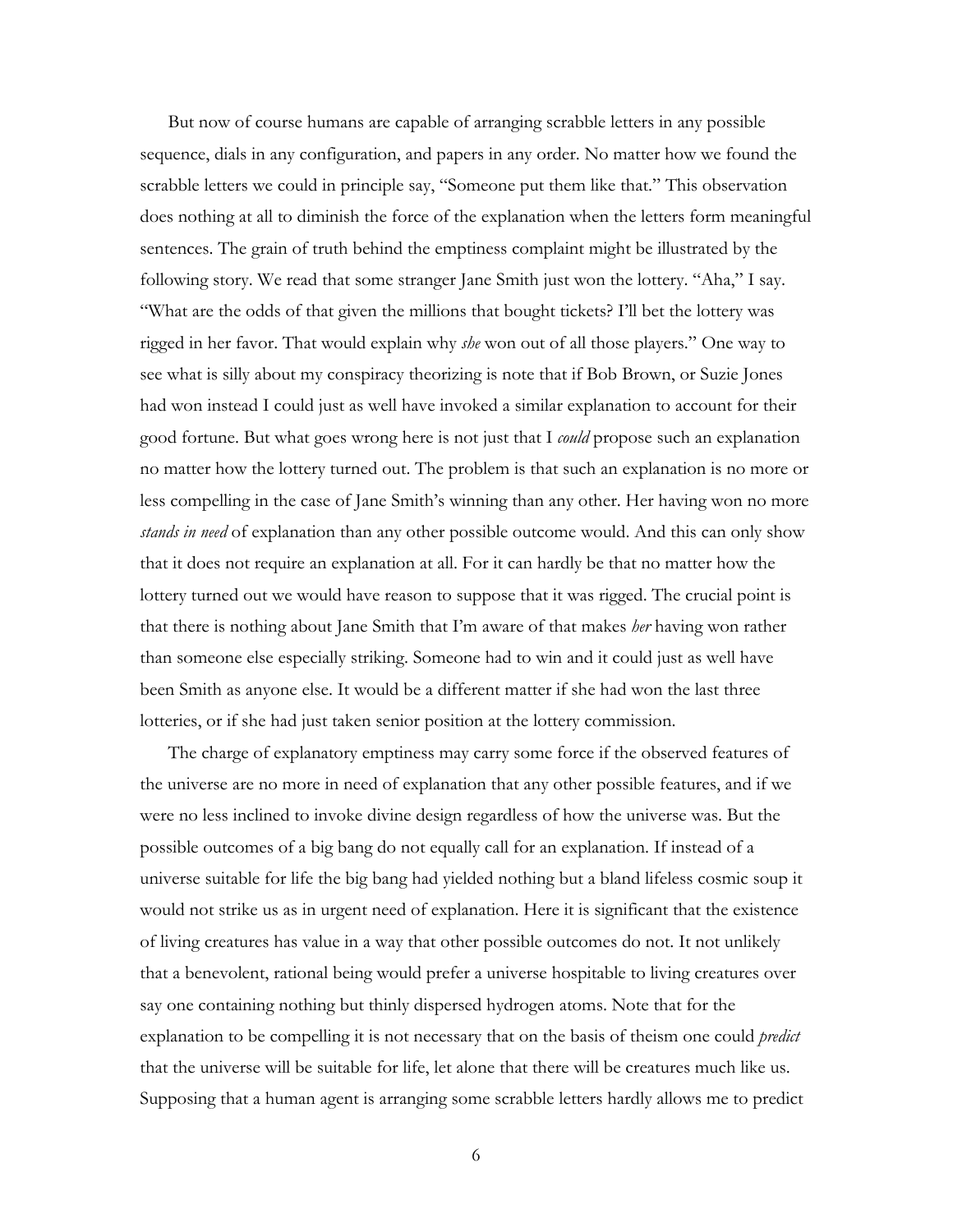But now of course humans are capable of arranging scrabble letters in any possible sequence, dials in any configuration, and papers in any order. No matter how we found the scrabble letters we could in principle say, "Someone put them like that." This observation does nothing at all to diminish the force of the explanation when the letters form meaningful sentences. The grain of truth behind the emptiness complaint might be illustrated by the following story. We read that some stranger Jane Smith just won the lottery. "Aha," I say. "What are the odds of that given the millions that bought tickets? I'll bet the lottery was rigged in her favor. That would explain why *she* won out of all those players." One way to see what is silly about my conspiracy theorizing is note that if Bob Brown, or Suzie Jones had won instead I could just as well have invoked a similar explanation to account for their good fortune. But what goes wrong here is not just that I *could* propose such an explanation no matter how the lottery turned out. The problem is that such an explanation is no more or less compelling in the case of Jane Smith's winning than any other. Her having won no more *stands in need* of explanation than any other possible outcome would. And this can only show that it does not require an explanation at all. For it can hardly be that no matter how the lottery turned out we would have reason to suppose that it was rigged. The crucial point is that there is nothing about Jane Smith that I'm aware of that makes *her* having won rather than someone else especially striking. Someone had to win and it could just as well have been Smith as anyone else. It would be a different matter if she had won the last three lotteries, or if she had just taken senior position at the lottery commission.

The charge of explanatory emptiness may carry some force if the observed features of the universe are no more in need of explanation that any other possible features, and if we were no less inclined to invoke divine design regardless of how the universe was. But the possible outcomes of a big bang do not equally call for an explanation. If instead of a universe suitable for life the big bang had yielded nothing but a bland lifeless cosmic soup it would not strike us as in urgent need of explanation. Here it is significant that the existence of living creatures has value in a way that other possible outcomes do not. It not unlikely that a benevolent, rational being would prefer a universe hospitable to living creatures over say one containing nothing but thinly dispersed hydrogen atoms. Note that for the explanation to be compelling it is not necessary that on the basis of theism one could *predict* that the universe will be suitable for life, let alone that there will be creatures much like us. Supposing that a human agent is arranging some scrabble letters hardly allows me to predict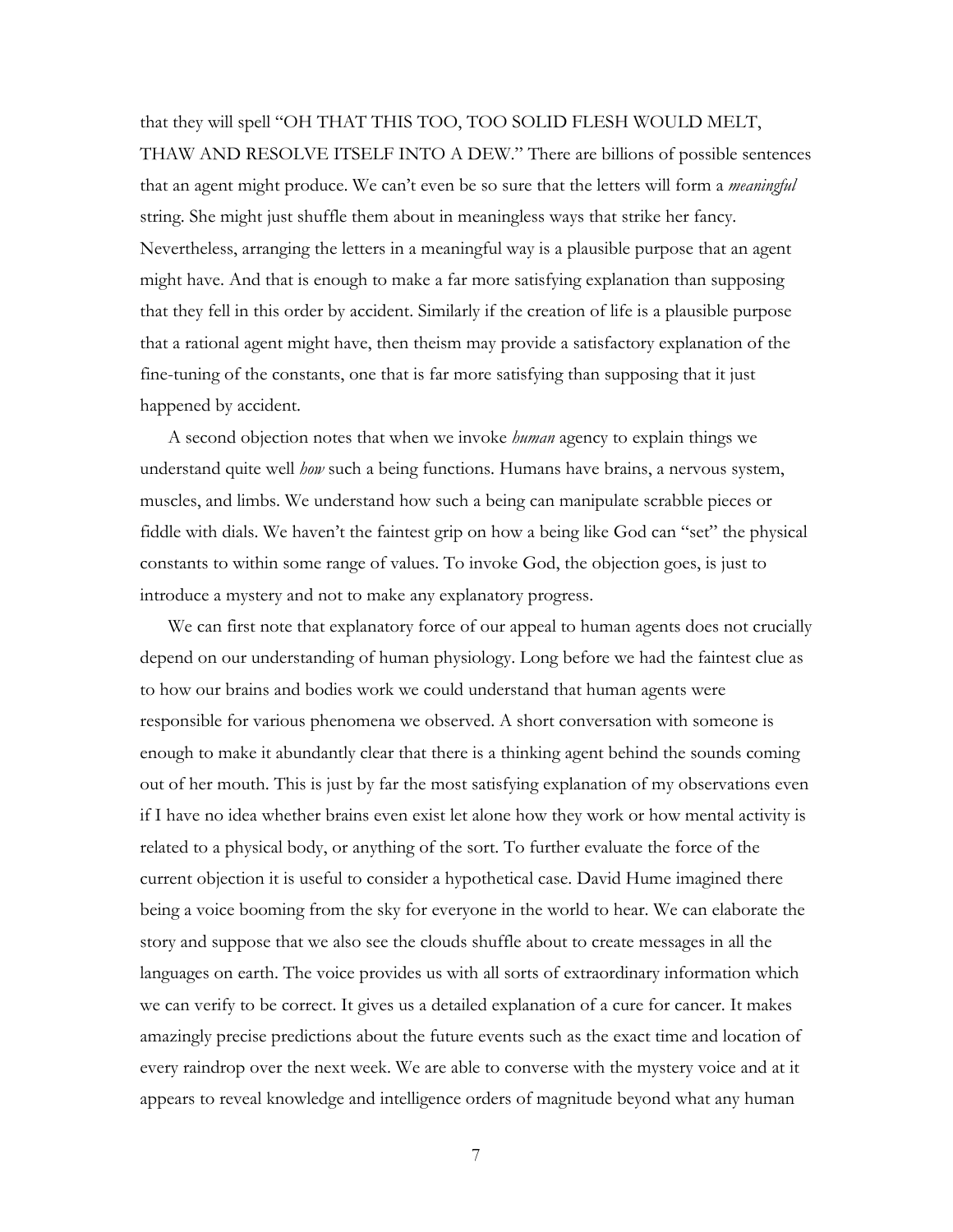that they will spell "OH THAT THIS TOO, TOO SOLID FLESH WOULD MELT, THAW AND RESOLVE ITSELF INTO A DEW." There are billions of possible sentences that an agent might produce. We can't even be so sure that the letters will form a *meaningful* string. She might just shuffle them about in meaningless ways that strike her fancy. Nevertheless, arranging the letters in a meaningful way is a plausible purpose that an agent might have. And that is enough to make a far more satisfying explanation than supposing that they fell in this order by accident. Similarly if the creation of life is a plausible purpose that a rational agent might have, then theism may provide a satisfactory explanation of the fine-tuning of the constants, one that is far more satisfying than supposing that it just happened by accident.

A second objection notes that when we invoke *human* agency to explain things we understand quite well *how* such a being functions. Humans have brains, a nervous system, muscles, and limbs. We understand how such a being can manipulate scrabble pieces or fiddle with dials. We haven't the faintest grip on how a being like God can "set" the physical constants to within some range of values. To invoke God, the objection goes, is just to introduce a mystery and not to make any explanatory progress.

We can first note that explanatory force of our appeal to human agents does not crucially depend on our understanding of human physiology. Long before we had the faintest clue as to how our brains and bodies work we could understand that human agents were responsible for various phenomena we observed. A short conversation with someone is enough to make it abundantly clear that there is a thinking agent behind the sounds coming out of her mouth. This is just by far the most satisfying explanation of my observations even if I have no idea whether brains even exist let alone how they work or how mental activity is related to a physical body, or anything of the sort. To further evaluate the force of the current objection it is useful to consider a hypothetical case. David Hume imagined there being a voice booming from the sky for everyone in the world to hear. We can elaborate the story and suppose that we also see the clouds shuffle about to create messages in all the languages on earth. The voice provides us with all sorts of extraordinary information which we can verify to be correct. It gives us a detailed explanation of a cure for cancer. It makes amazingly precise predictions about the future events such as the exact time and location of every raindrop over the next week. We are able to converse with the mystery voice and at it appears to reveal knowledge and intelligence orders of magnitude beyond what any human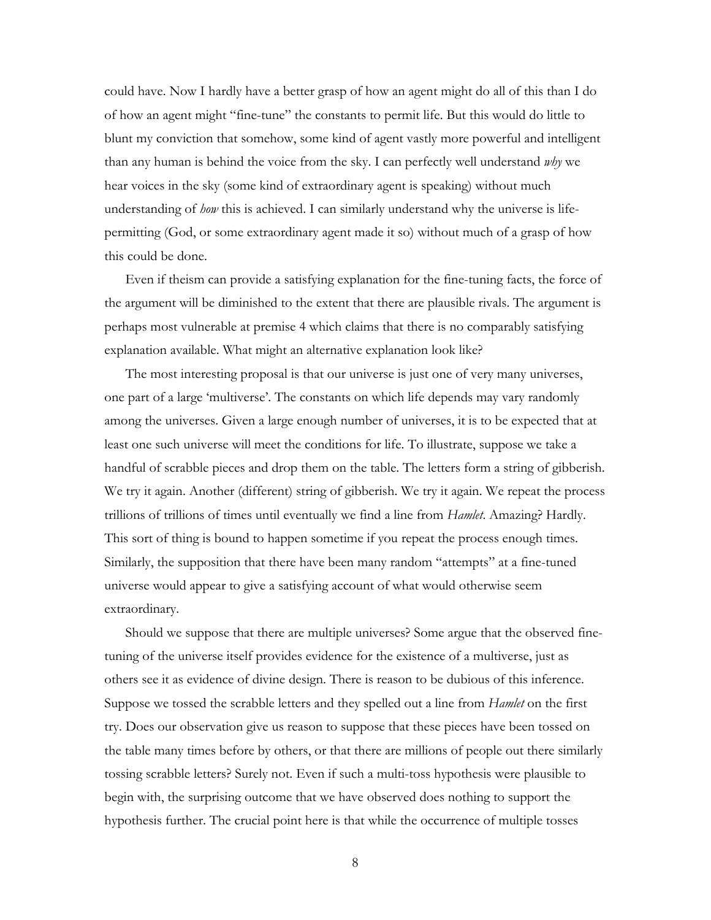could have. Now I hardly have a better grasp of how an agent might do all of this than I do of how an agent might "fine-tune" the constants to permit life. But this would do little to blunt my conviction that somehow, some kind of agent vastly more powerful and intelligent than any human is behind the voice from the sky. I can perfectly well understand *why* we hear voices in the sky (some kind of extraordinary agent is speaking) without much understanding of *how* this is achieved. I can similarly understand why the universe is life-permitting (God, or some extraordinary agent made it so) without much of a grasp of how this could be done.

Even if theism can provide a satisfying explanation for the fine-tuning facts, the force of the argument will be diminished to the extent that there are plausible rivals. The argument is perhaps most vulnerable at premise 4 which claims that there is no comparably satisfying explanation available. What might an alternative explanation look like?

The most interesting proposal is that our universe is just one of very many universes, one part of a large 'multiverse'. The constants on which life depends may vary randomly among the universes. Given a large enough number of universes, it is to be expected that at least one such universe will meet the conditions for life. To illustrate, suppose we take a handful of scrabble pieces and drop them on the table. The letters form a string of gibberish. We try it again. Another (different) string of gibberish. We try it again. We repeat the process trillions of trillions of times until eventually we find a line from *Hamlet*. Amazing? Hardly. This sort of thing is bound to happen sometime if you repeat the process enough times. Similarly, the supposition that there have been many random "attempts" at a fine-tuned universe would appear to give a satisfying account of what would otherwise seem extraordinary.

Should we suppose that there are multiple universes? Some argue that the observed fine-tuning of the universe itself provides evidence for the existence of a multiverse, just as others see it as evidence of divine design. There is reason to be dubious of this inference. Suppose we tossed the scrabble letters and they spelled out a line from *Hamlet* on the first try. Does our observation give us reason to suppose that these pieces have been tossed on the table many times before by others, or that there are millions of people out there similarly tossing scrabble letters? Surely not. Even if such a multi-toss hypothesis were plausible to begin with, the surprising outcome that we have observed does nothing to support the hypothesis further. The crucial point here is that while the occurrence of multiple tosses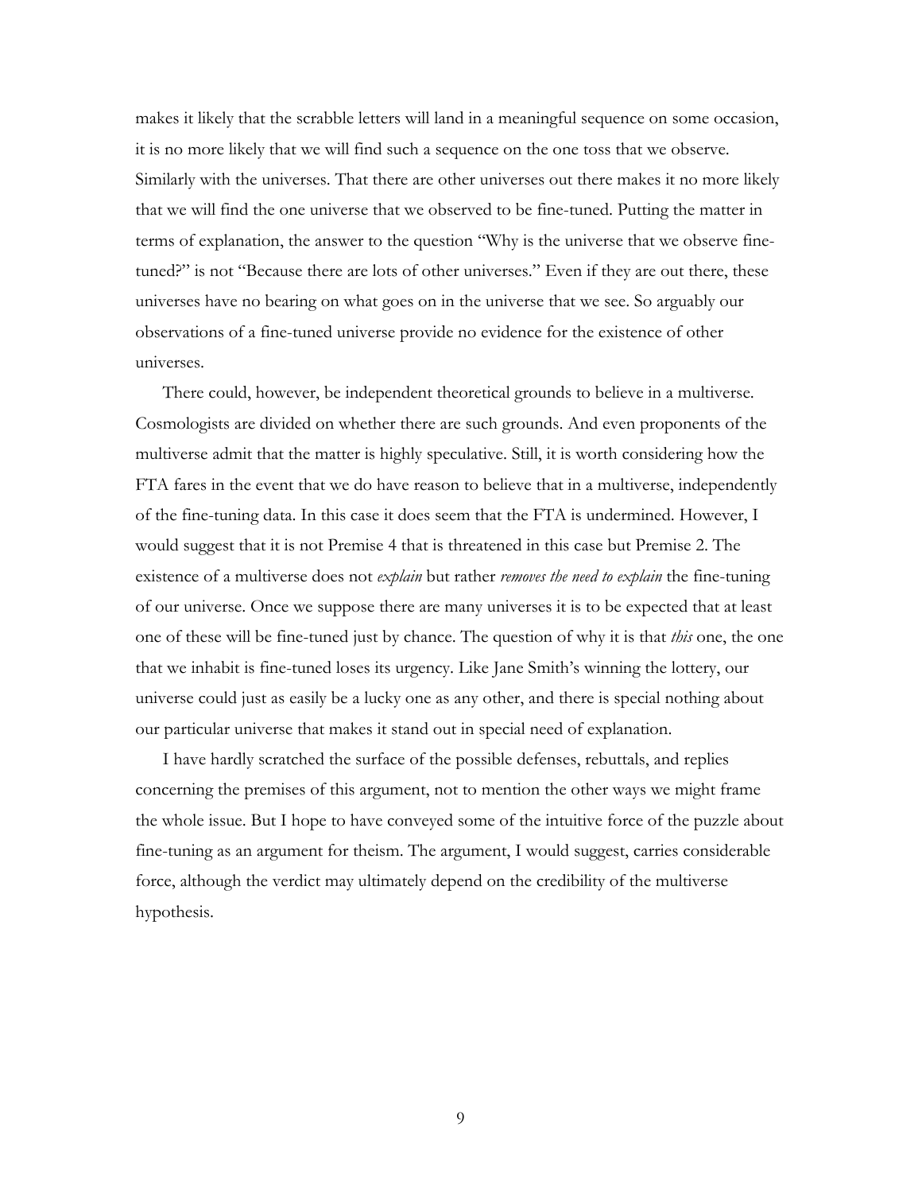makes it likely that the scrabble letters will land in a meaningful sequence on some occasion, it is no more likely that we will find such a sequence on the one toss that we observe. Similarly with the universes. That there are other universes out there makes it no more likely that we will find the one universe that we observed to be fine-tuned. Putting the matter in terms of explanation, the answer to the question "Why is the universe that we observe fine-tuned?" is not "Because there are lots of other universes." Even if they are out there, these universes have no bearing on what goes on in the universe that we see. So arguably our observations of a fine-tuned universe provide no evidence for the existence of other universes.

There could, however, be independent theoretical grounds to believe in a multiverse. Cosmologists are divided on whether there are such grounds. And even proponents of the multiverse admit that the matter is highly speculative. Still, it is worth considering how the FTA fares in the event that we do have reason to believe that in a multiverse, independently of the fine-tuning data. In this case it does seem that the FTA is undermined. However, I would suggest that it is not Premise 4 that is threatened in this case but Premise 2. The existence of a multiverse does not *explain* but rather *removes the need to explain* the fine-tuning of our universe. Once we suppose there are many universes it is to be expected that at least one of these will be fine-tuned just by chance. The question of why it is that *this* one, the one that we inhabit is fine-tuned loses its urgency. Like Jane Smith's winning the lottery, our universe could just as easily be a lucky one as any other, and there is special nothing about our particular universe that makes it stand out in special need of explanation.

I have hardly scratched the surface of the possible defenses, rebuttals, and replies concerning the premises of this argument, not to mention the other ways we might frame the whole issue. But I hope to have conveyed some of the intuitive force of the puzzle about fine-tuning as an argument for theism. The argument, I would suggest, carries considerable force, although the verdict may ultimately depend on the credibility of the multiverse hypothesis.